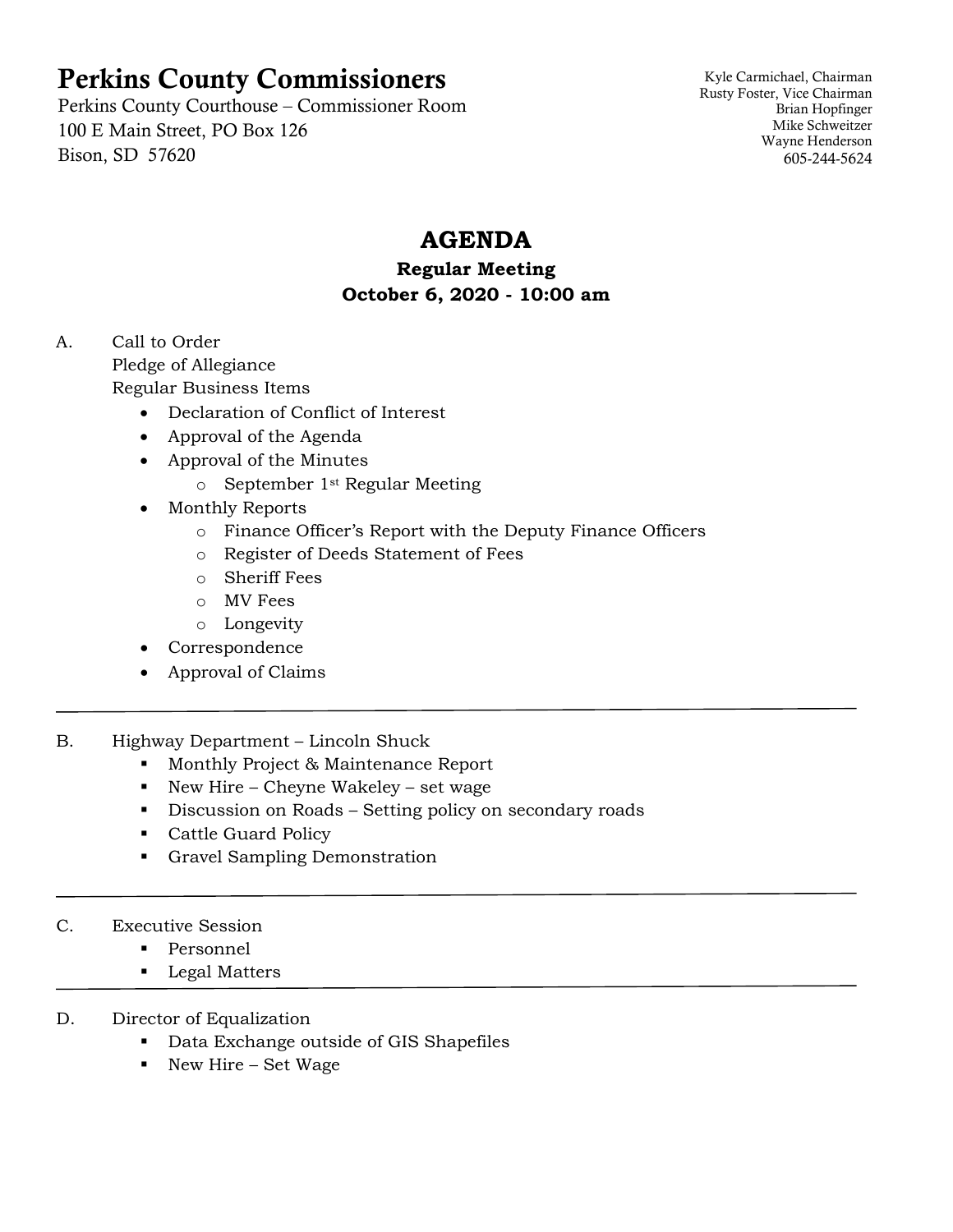# Perkins County Commissioners

Perkins County Courthouse – Commissioner Room
100 E Main Street, PO Box 126
Bison, SD 57620

Kyle Carmichael, Chairman
Rusty Foster, Vice Chairman
Brian Hopfinger
Mike Schweitzer
Wayne Henderson
605-244-5624

## AGENDA

### Regular Meeting
### October 6, 2020 - 10:00 am

A. Call to Order
   Pledge of Allegiance
   Regular Business Items
   - Declaration of Conflict of Interest
   - Approval of the Agenda
   - Approval of the Minutes
     - September 1st Regular Meeting
   - Monthly Reports
     - Finance Officer's Report with the Deputy Finance Officers
     - Register of Deeds Statement of Fees
     - Sheriff Fees
     - MV Fees
     - Longevity
   - Correspondence
   - Approval of Claims

---

B. Highway Department – Lincoln Shuck
   - Monthly Project & Maintenance Report
   - New Hire – Cheyne Wakeley – set wage
   - Discussion on Roads – Setting policy on secondary roads
   - Cattle Guard Policy
   - Gravel Sampling Demonstration

---

C. Executive Session
   - Personnel
   - Legal Matters

---

D. Director of Equalization
   - Data Exchange outside of GIS Shapefiles
   - New Hire – Set Wage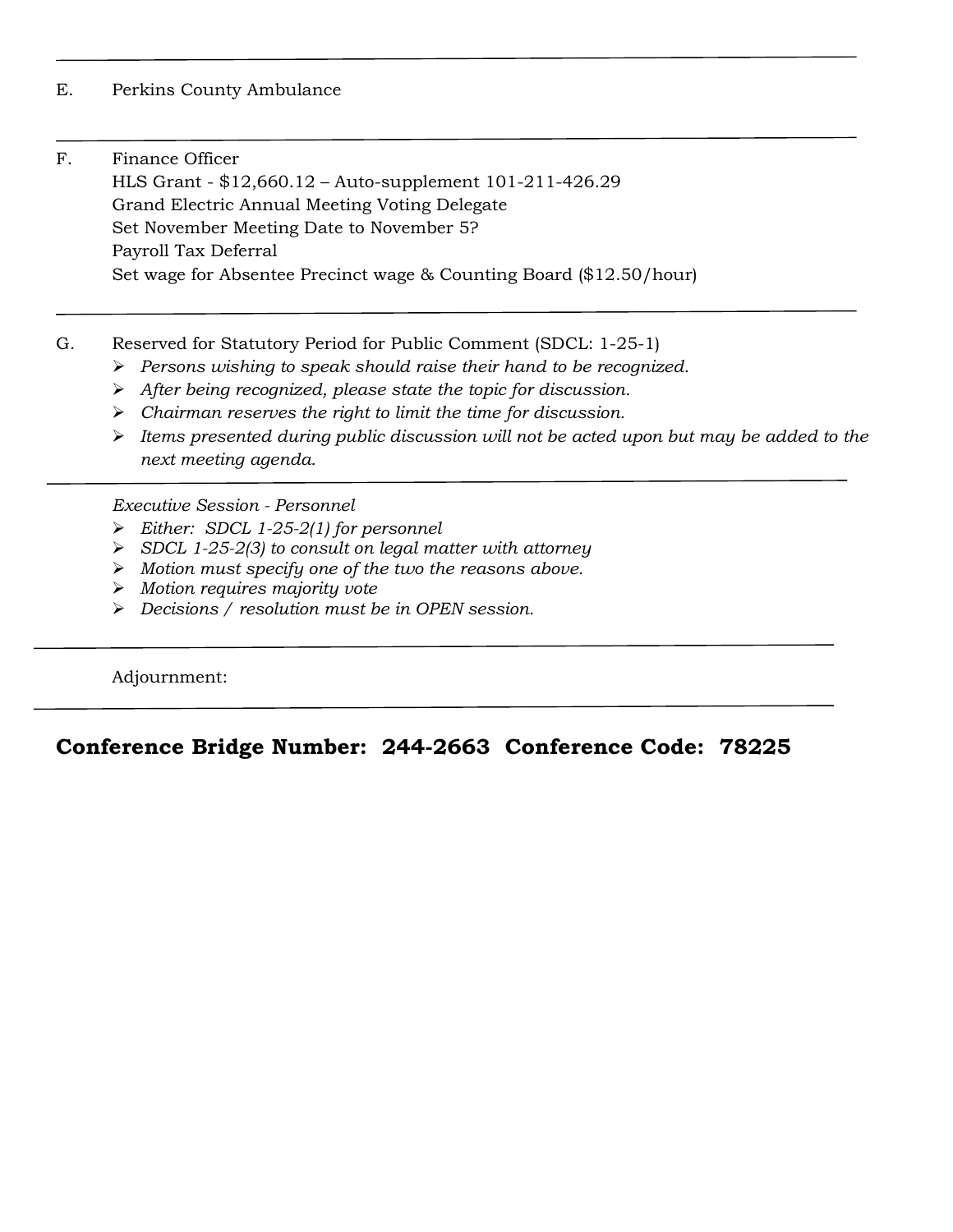---

E. Perkins County Ambulance

---

F. Finance Officer

HLS Grant - $12,660.12 – Auto-supplement 101-211-426.29

Grand Electric Annual Meeting Voting Delegate

Set November Meeting Date to November 5?

Payroll Tax Deferral

Set wage for Absentee Precinct wage & Counting Board ($12.50/hour)

---

G. Reserved for Statutory Period for Public Comment (SDCL: 1-25-1)

- *Persons wishing to speak should raise their hand to be recognized.*
- *After being recognized, please state the topic for discussion.*
- *Chairman reserves the right to limit the time for discussion.*
- *Items presented during public discussion will not be acted upon but may be added to the next meeting agenda.*

---

*Executive Session - Personnel*

- *Either: SDCL 1-25-2(1) for personnel*
- *SDCL 1-25-2(3) to consult on legal matter with attorney*
- *Motion must specify one of the two the reasons above.*
- *Motion requires majority vote*
- *Decisions / resolution must be in OPEN session.*

---

Adjournment:

---

**Conference Bridge Number: 244-2663 Conference Code: 78225**